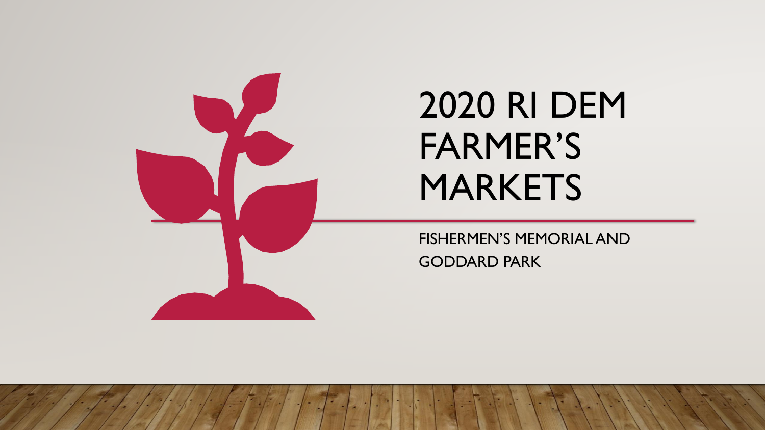# 2020 RI DEM FARMER'S MARKETS

FISHERMEN'S MEMORIAL AND GODDARD PARK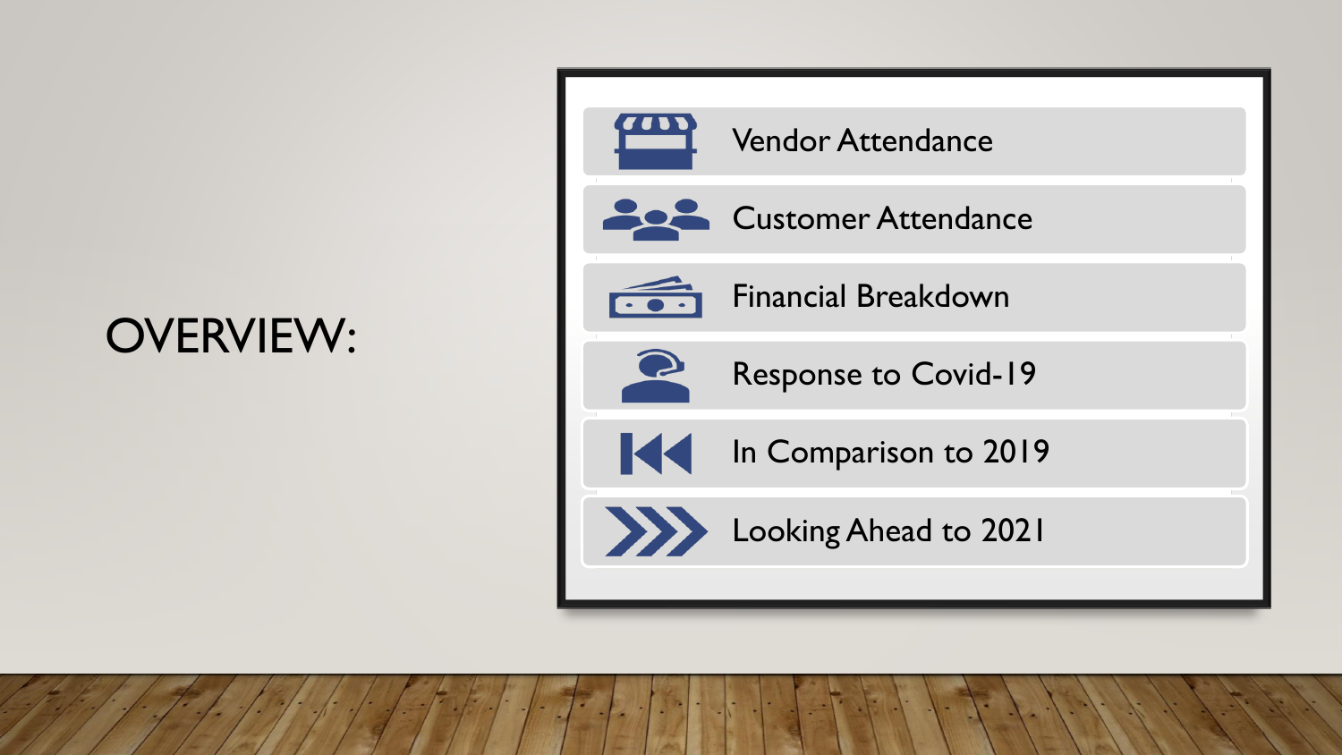# OVERVIEW:

- Vendor Attendance
- Customer Attendance
- Financial Breakdown
- Response to Covid-19
- In Comparison to 2019
- Looking Ahead to 2021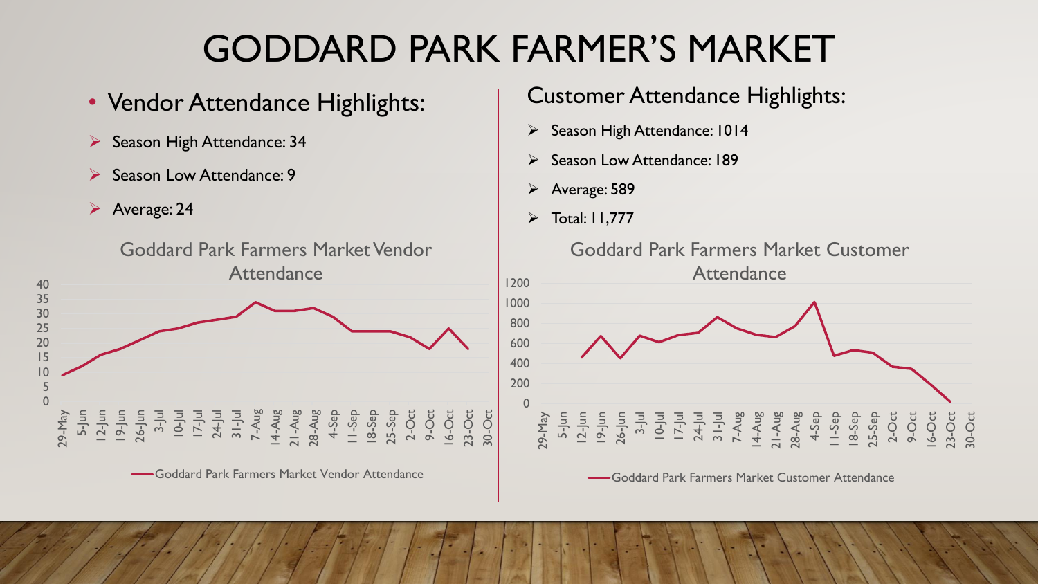# GODDARD PARK FARMER'S MARKET

- Vendor Attendance Highlights:
  - Season High Attendance: 34
  - Season Low Attendance: 9
  - Average: 24

Goddard Park Farmers Market Vendor Attendance

Customer Attendance Highlights:

- Season High Attendance: 1014
- Season Low Attendance: 189
- Average: 589
- Total: 11,777

Goddard Park Farmers Market Customer Attendance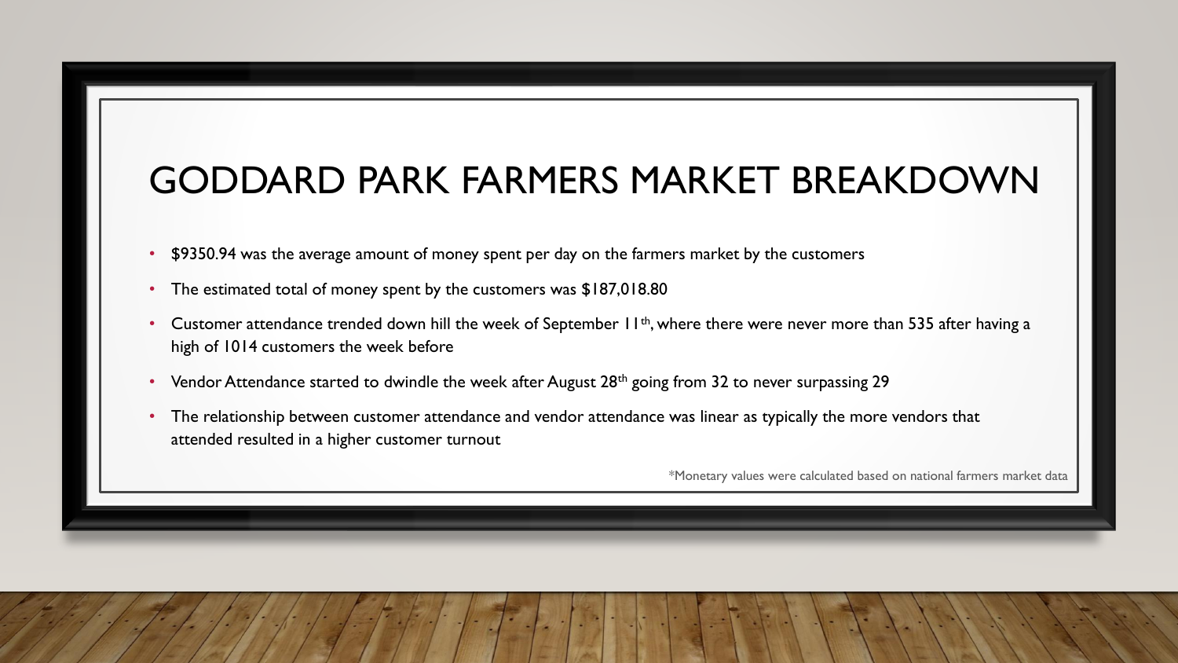# GODDARD PARK FARMERS MARKET BREAKDOWN

- $9350.94 was the average amount of money spent per day on the farmers market by the customers
- The estimated total of money spent by the customers was $187,018.80
- Customer attendance trended down hill the week of September 11th, where there were never more than 535 after having a high of 1014 customers the week before
- Vendor Attendance started to dwindle the week after August 28th going from 32 to never surpassing 29
- The relationship between customer attendance and vendor attendance was linear as typically the more vendors that attended resulted in a higher customer turnout

*Monetary values were calculated based on national farmers market data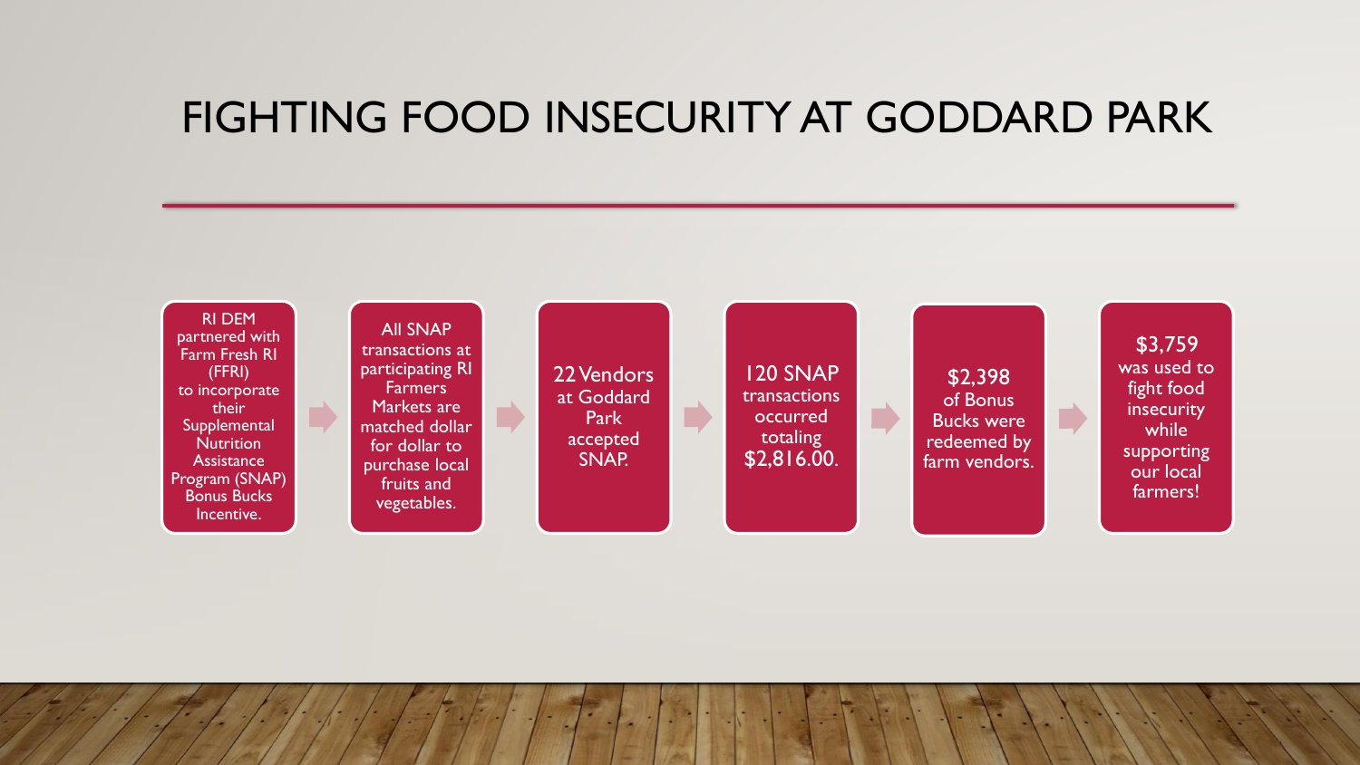# FIGHTING FOOD INSECURITY AT GODDARD PARK

RI DEM partnered with Farm Fresh RI (FFRI) to incorporate their Supplemental Nutrition Assistance Program (SNAP) Bonus Bucks Incentive.

All SNAP transactions at participating RI Farmers Markets are matched dollar for dollar to purchase local fruits and vegetables.

22 Vendors at Goddard Park accepted SNAP.

120 SNAP transactions occurred totaling $2,816.00.

$2,398 of Bonus Bucks were redeemed by farm vendors.

$3,759 was used to fight food insecurity while supporting our local farmers!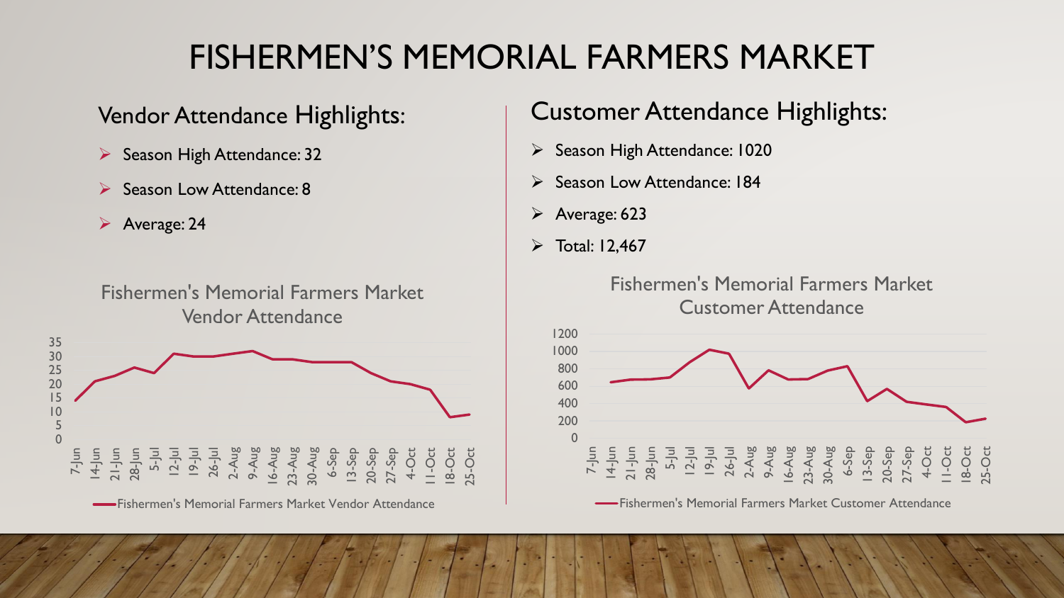# FISHERMEN'S MEMORIAL FARMERS MARKET

## Vendor Attendance Highlights:

- Season High Attendance: 32
- Season Low Attendance: 8
- Average: 24

Fishermen's Memorial Farmers Market Vendor Attendance

## Customer Attendance Highlights:

- Season High Attendance: 1020
- Season Low Attendance: 184
- Average: 623
- Total: 12,467

Fishermen's Memorial Farmers Market Customer Attendance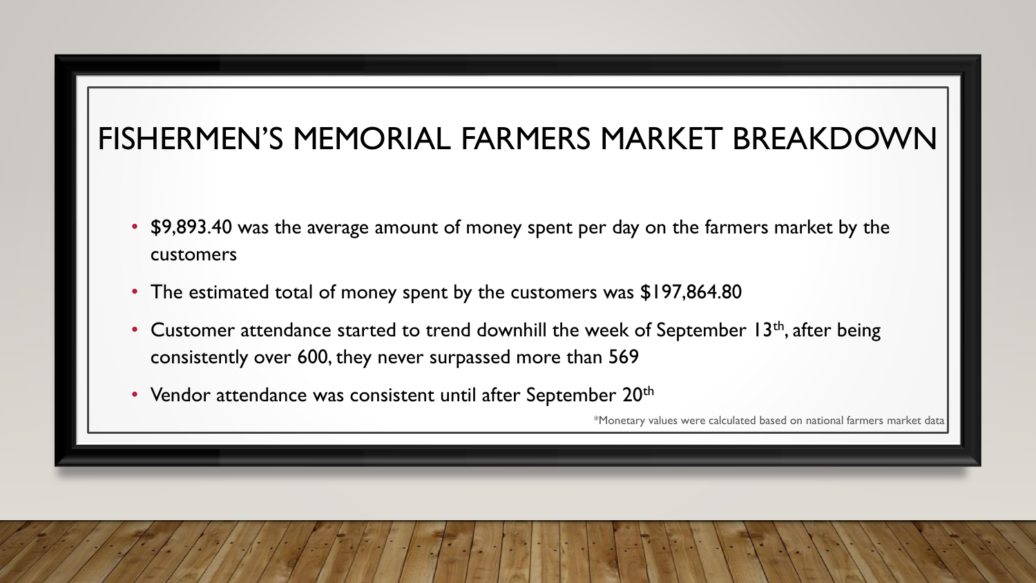# FISHERMEN'S MEMORIAL FARMERS MARKET BREAKDOWN

- $9,893.40 was the average amount of money spent per day on the farmers market by the customers
- The estimated total of money spent by the customers was $197,864.80
- Customer attendance started to trend downhill the week of September 13th, after being consistently over 600, they never surpassed more than 569
- Vendor attendance was consistent until after September 20th

*Monetary values were calculated based on national farmers market data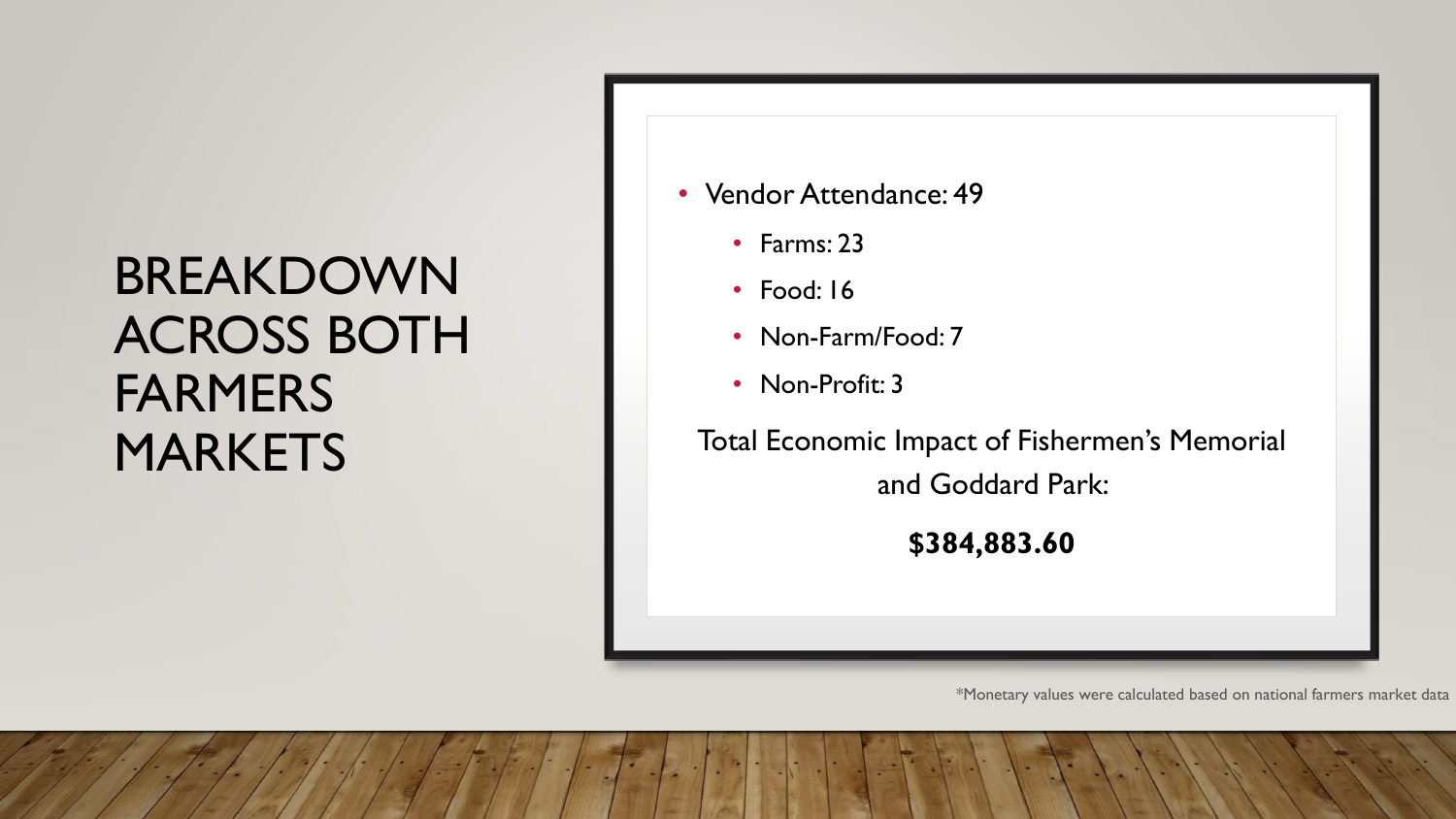# BREAKDOWN ACROSS BOTH FARMERS MARKETS

- Vendor Attendance: 49
  - Farms: 23
  - Food: 16
  - Non-Farm/Food: 7
  - Non-Profit: 3

Total Economic Impact of Fishermen's Memorial and Goddard Park:

**$384,883.60**

*Monetary values were calculated based on national farmers market data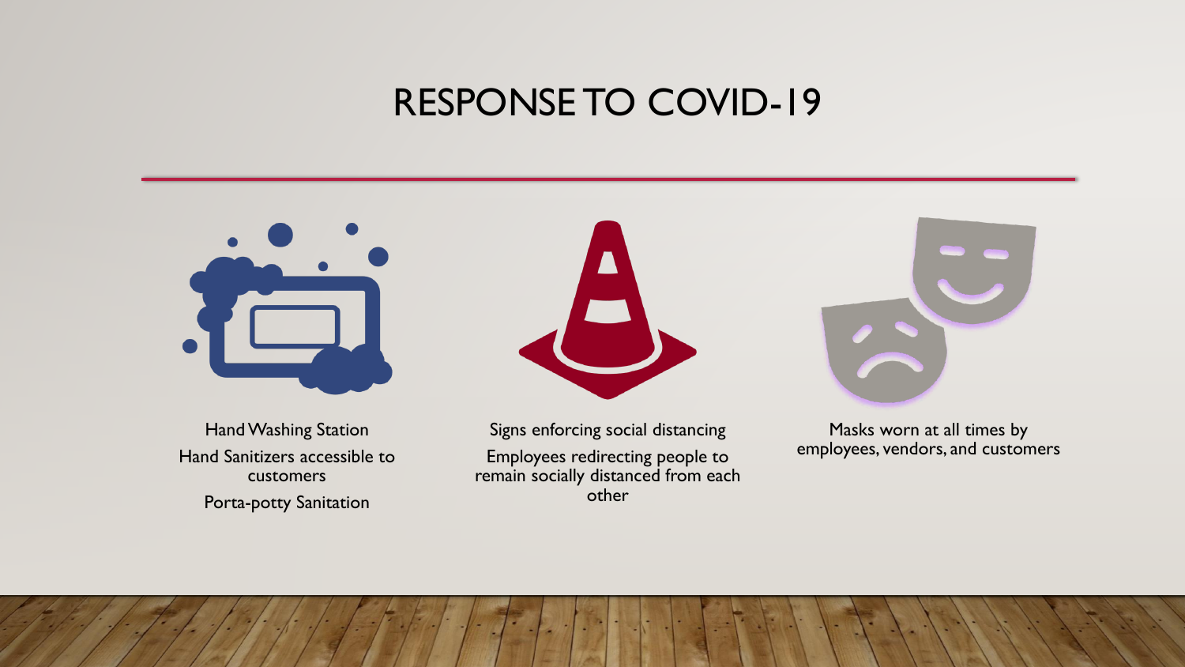# RESPONSE TO COVID-19

Hand Washing Station

Hand Sanitizers accessible to customers

Porta-potty Sanitation

Signs enforcing social distancing

Employees redirecting people to remain socially distanced from each other

Masks worn at all times by employees, vendors, and customers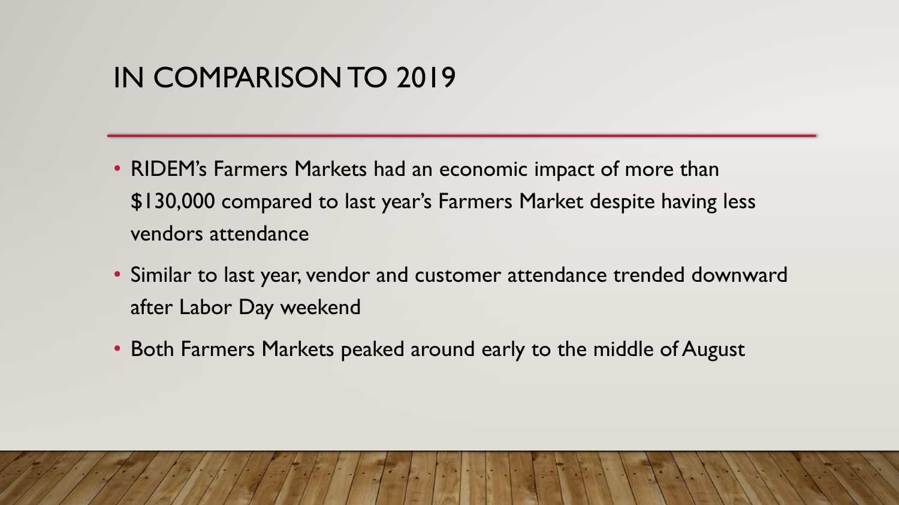# IN COMPARISON TO 2019

- RIDEM's Farmers Markets had an economic impact of more than $130,000 compared to last year's Farmers Market despite having less vendors attendance
- Similar to last year, vendor and customer attendance trended downward after Labor Day weekend
- Both Farmers Markets peaked around early to the middle of August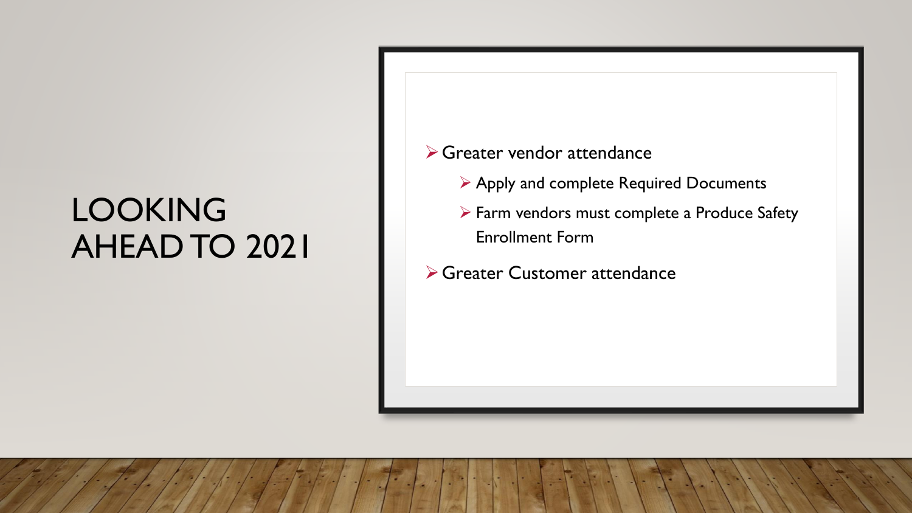# LOOKING AHEAD TO 2021

- Greater vendor attendance
  - Apply and complete Required Documents
  - Farm vendors must complete a Produce Safety Enrollment Form
- Greater Customer attendance